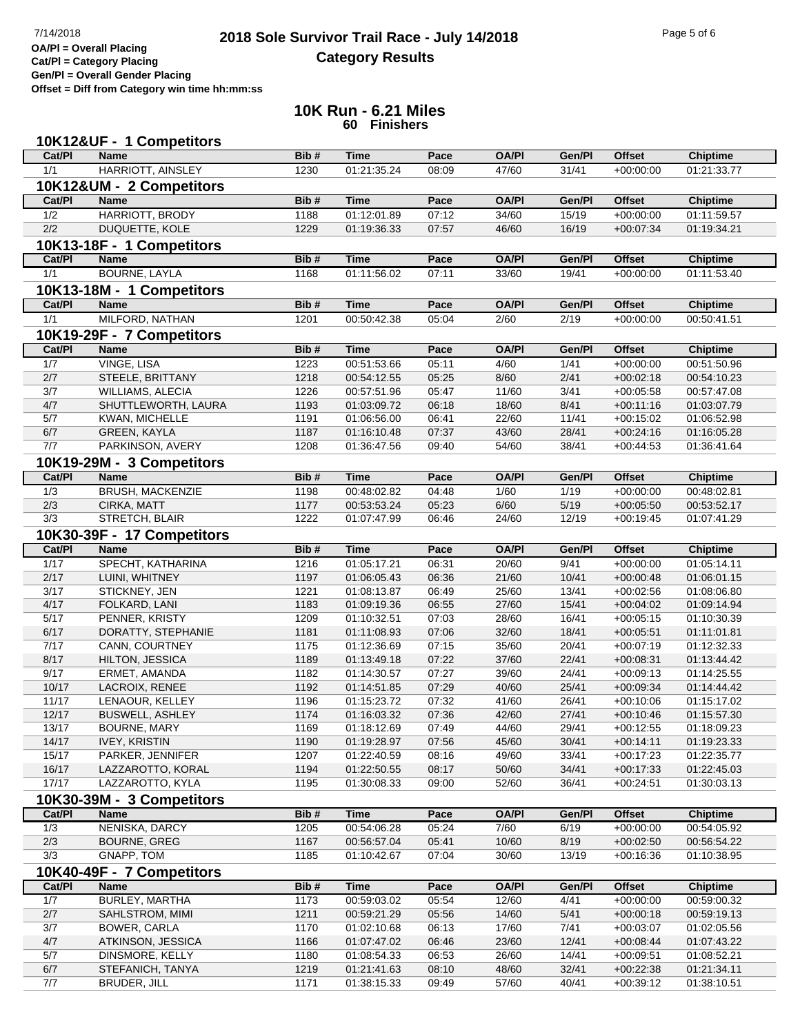# 2018 Sole Survivor Trail Race - July 14/2018

## Category Results

**OA/Pl = Overall Placing**
**Cat/Pl = Category Placing**
**Gen/Pl = Overall Gender Placing**
**Offset = Diff from Category win time hh:mm:ss**

## 10K Run - 6.21 Miles
### 60 Finishers

### 10K12&UF - 1 Competitors

| Cat/Pl | Name | Bib # | Time | Pace | OA/Pl | Gen/Pl | Offset | Chiptime |
|---|---|---|---|---|---|---|---|---|
| 1/1 | HARRIOTT, AINSLEY | 1230 | 01:21:35.24 | 08:09 | 47/60 | 31/41 | +00:00:00 | 01:21:33.77 |

### 10K12&UM - 2 Competitors

| Cat/Pl | Name | Bib # | Time | Pace | OA/Pl | Gen/Pl | Offset | Chiptime |
|---|---|---|---|---|---|---|---|---|
| 1/2 | HARRIOTT, BRODY | 1188 | 01:12:01.89 | 07:12 | 34/60 | 15/19 | +00:00:00 | 01:11:59.57 |
| 2/2 | DUQUETTE, KOLE | 1229 | 01:19:36.33 | 07:57 | 46/60 | 16/19 | +00:07:34 | 01:19:34.21 |

### 10K13-18F - 1 Competitors

| Cat/Pl | Name | Bib # | Time | Pace | OA/Pl | Gen/Pl | Offset | Chiptime |
|---|---|---|---|---|---|---|---|---|
| 1/1 | BOURNE, LAYLA | 1168 | 01:11:56.02 | 07:11 | 33/60 | 19/41 | +00:00:00 | 01:11:53.40 |

### 10K13-18M - 1 Competitors

| Cat/Pl | Name | Bib # | Time | Pace | OA/Pl | Gen/Pl | Offset | Chiptime |
|---|---|---|---|---|---|---|---|---|
| 1/1 | MILFORD, NATHAN | 1201 | 00:50:42.38 | 05:04 | 2/60 | 2/19 | +00:00:00 | 00:50:41.51 |

### 10K19-29F - 7 Competitors

| Cat/Pl | Name | Bib # | Time | Pace | OA/Pl | Gen/Pl | Offset | Chiptime |
|---|---|---|---|---|---|---|---|---|
| 1/7 | VINGE, LISA | 1223 | 00:51:53.66 | 05:11 | 4/60 | 1/41 | +00:00:00 | 00:51:50.96 |
| 2/7 | STEELE, BRITTANY | 1218 | 00:54:12.55 | 05:25 | 8/60 | 2/41 | +00:02:18 | 00:54:10.23 |
| 3/7 | WILLIAMS, ALECIA | 1226 | 00:57:51.96 | 05:47 | 11/60 | 3/41 | +00:05:58 | 00:57:47.08 |
| 4/7 | SHUTTLEWORTH, LAURA | 1193 | 01:03:09.72 | 06:18 | 18/60 | 8/41 | +00:11:16 | 01:03:07.79 |
| 5/7 | KWAN, MICHELLE | 1191 | 01:06:56.00 | 06:41 | 22/60 | 11/41 | +00:15:02 | 01:06:52.98 |
| 6/7 | GREEN, KAYLA | 1187 | 01:16:10.48 | 07:37 | 43/60 | 28/41 | +00:24:16 | 01:16:05.28 |
| 7/7 | PARKINSON, AVERY | 1208 | 01:36:47.56 | 09:40 | 54/60 | 38/41 | +00:44:53 | 01:36:41.64 |

### 10K19-29M - 3 Competitors

| Cat/Pl | Name | Bib # | Time | Pace | OA/Pl | Gen/Pl | Offset | Chiptime |
|---|---|---|---|---|---|---|---|---|
| 1/3 | BRUSH, MACKENZIE | 1198 | 00:48:02.82 | 04:48 | 1/60 | 1/19 | +00:00:00 | 00:48:02.81 |
| 2/3 | CIRKA, MATT | 1177 | 00:53:53.24 | 05:23 | 6/60 | 5/19 | +00:05:50 | 00:53:52.17 |
| 3/3 | STRETCH, BLAIR | 1222 | 01:07:47.99 | 06:46 | 24/60 | 12/19 | +00:19:45 | 01:07:41.29 |

### 10K30-39F - 17 Competitors

| Cat/Pl | Name | Bib # | Time | Pace | OA/Pl | Gen/Pl | Offset | Chiptime |
|---|---|---|---|---|---|---|---|---|
| 1/17 | SPECHT, KATHARINA | 1216 | 01:05:17.21 | 06:31 | 20/60 | 9/41 | +00:00:00 | 01:05:14.11 |
| 2/17 | LUINI, WHITNEY | 1197 | 01:06:05.43 | 06:36 | 21/60 | 10/41 | +00:00:48 | 01:06:01.15 |
| 3/17 | STICKNEY, JEN | 1221 | 01:08:13.87 | 06:49 | 25/60 | 13/41 | +00:02:56 | 01:08:06.80 |
| 4/17 | FOLKARD, LANI | 1183 | 01:09:19.36 | 06:55 | 27/60 | 15/41 | +00:04:02 | 01:09:14.94 |
| 5/17 | PENNER, KRISTY | 1209 | 01:10:32.51 | 07:03 | 28/60 | 16/41 | +00:05:15 | 01:10:30.39 |
| 6/17 | DORATTY, STEPHANIE | 1181 | 01:11:08.93 | 07:06 | 32/60 | 18/41 | +00:05:51 | 01:11:01.81 |
| 7/17 | CANN, COURTNEY | 1175 | 01:12:36.69 | 07:15 | 35/60 | 20/41 | +00:07:19 | 01:12:32.33 |
| 8/17 | HILTON, JESSICA | 1189 | 01:13:49.18 | 07:22 | 37/60 | 22/41 | +00:08:31 | 01:13:44.42 |
| 9/17 | ERMET, AMANDA | 1182 | 01:14:30.57 | 07:27 | 39/60 | 24/41 | +00:09:13 | 01:14:25.55 |
| 10/17 | LACROIX, RENEE | 1192 | 01:14:51.85 | 07:29 | 40/60 | 25/41 | +00:09:34 | 01:14:44.42 |
| 11/17 | LENAOUR, KELLEY | 1196 | 01:15:23.72 | 07:32 | 41/60 | 26/41 | +00:10:06 | 01:15:17.02 |
| 12/17 | BUSWELL, ASHLEY | 1174 | 01:16:03.32 | 07:36 | 42/60 | 27/41 | +00:10:46 | 01:15:57.30 |
| 13/17 | BOURNE, MARY | 1169 | 01:18:12.69 | 07:49 | 44/60 | 29/41 | +00:12:55 | 01:18:09.23 |
| 14/17 | IVEY, KRISTIN | 1190 | 01:19:28.97 | 07:56 | 45/60 | 30/41 | +00:14:11 | 01:19:23.33 |
| 15/17 | PARKER, JENNIFER | 1207 | 01:22:40.59 | 08:16 | 49/60 | 33/41 | +00:17:23 | 01:22:35.77 |
| 16/17 | LAZZAROTTO, KORAL | 1194 | 01:22:50.55 | 08:17 | 50/60 | 34/41 | +00:17:33 | 01:22:45.03 |
| 17/17 | LAZZAROTTO, KYLA | 1195 | 01:30:08.33 | 09:00 | 52/60 | 36/41 | +00:24:51 | 01:30:03.13 |

### 10K30-39M - 3 Competitors

| Cat/Pl | Name | Bib # | Time | Pace | OA/Pl | Gen/Pl | Offset | Chiptime |
|---|---|---|---|---|---|---|---|---|
| 1/3 | NENISKA, DARCY | 1205 | 00:54:06.28 | 05:24 | 7/60 | 6/19 | +00:00:00 | 00:54:05.92 |
| 2/3 | BOURNE, GREG | 1167 | 00:56:57.04 | 05:41 | 10/60 | 8/19 | +00:02:50 | 00:56:54.22 |
| 3/3 | GNAPP, TOM | 1185 | 01:10:42.67 | 07:04 | 30/60 | 13/19 | +00:16:36 | 01:10:38.95 |

### 10K40-49F - 7 Competitors

| Cat/Pl | Name | Bib # | Time | Pace | OA/Pl | Gen/Pl | Offset | Chiptime |
|---|---|---|---|---|---|---|---|---|
| 1/7 | BURLEY, MARTHA | 1173 | 00:59:03.02 | 05:54 | 12/60 | 4/41 | +00:00:00 | 00:59:00.32 |
| 2/7 | SAHLSTROM, MIMI | 1211 | 00:59:21.29 | 05:56 | 14/60 | 5/41 | +00:00:18 | 00:59:19.13 |
| 3/7 | BOWER, CARLA | 1170 | 01:02:10.68 | 06:13 | 17/60 | 7/41 | +00:03:07 | 01:02:05.56 |
| 4/7 | ATKINSON, JESSICA | 1166 | 01:07:47.02 | 06:46 | 23/60 | 12/41 | +00:08:44 | 01:07:43.22 |
| 5/7 | DINSMORE, KELLY | 1180 | 01:08:54.33 | 06:53 | 26/60 | 14/41 | +00:09:51 | 01:08:52.21 |
| 6/7 | STEFANICH, TANYA | 1219 | 01:21:41.63 | 08:10 | 48/60 | 32/41 | +00:22:38 | 01:21:34.11 |
| 7/7 | BRUDER, JILL | 1171 | 01:38:15.33 | 09:49 | 57/60 | 40/41 | +00:39:12 | 01:38:10.51 |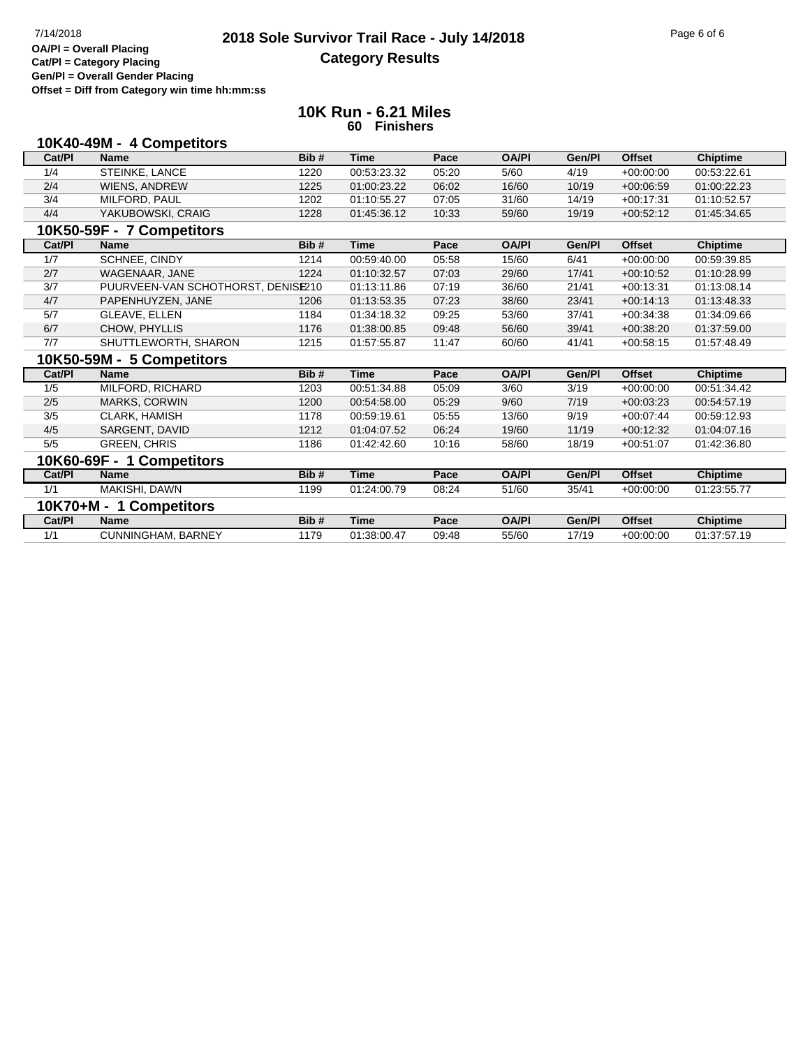7/14/2018

**OA/Pl = Overall Placing**
**Cat/Pl = Category Placing**
**Gen/Pl = Overall Gender Placing**
**Offset = Diff from Category win time hh:mm:ss**

# 2018 Sole Survivor Trail Race - July 14/2018

## Category Results

## 10K Run - 6.21 Miles

**60 Finishers**

### 10K40-49M - 4 Competitors

| Cat/Pl | Name | Bib # | Time | Pace | OA/Pl | Gen/Pl | Offset | Chiptime |
|---|---|---|---|---|---|---|---|---|
| 1/4 | STEINKE, LANCE | 1220 | 00:53:23.32 | 05:20 | 5/60 | 4/19 | +00:00:00 | 00:53:22.61 |
| 2/4 | WIENS, ANDREW | 1225 | 01:00:23.22 | 06:02 | 16/60 | 10/19 | +00:06:59 | 01:00:22.23 |
| 3/4 | MILFORD, PAUL | 1202 | 01:10:55.27 | 07:05 | 31/60 | 14/19 | +00:17:31 | 01:10:52.57 |
| 4/4 | YAKUBOWSKI, CRAIG | 1228 | 01:45:36.12 | 10:33 | 59/60 | 19/19 | +00:52:12 | 01:45:34.65 |

### 10K50-59F - 7 Competitors

| Cat/Pl | Name | Bib # | Time | Pace | OA/Pl | Gen/Pl | Offset | Chiptime |
|---|---|---|---|---|---|---|---|---|
| 1/7 | SCHNEE, CINDY | 1214 | 00:59:40.00 | 05:58 | 15/60 | 6/41 | +00:00:00 | 00:59:39.85 |
| 2/7 | WAGENAAR, JANE | 1224 | 01:10:32.57 | 07:03 | 29/60 | 17/41 | +00:10:52 | 01:10:28.99 |
| 3/7 | PUURVEEN-VAN SCHOTHORST, DENISE | 1210 | 01:13:11.86 | 07:19 | 36/60 | 21/41 | +00:13:31 | 01:13:08.14 |
| 4/7 | PAPENHUYZEN, JANE | 1206 | 01:13:53.35 | 07:23 | 38/60 | 23/41 | +00:14:13 | 01:13:48.33 |
| 5/7 | GLEAVE, ELLEN | 1184 | 01:34:18.32 | 09:25 | 53/60 | 37/41 | +00:34:38 | 01:34:09.66 |
| 6/7 | CHOW, PHYLLIS | 1176 | 01:38:00.85 | 09:48 | 56/60 | 39/41 | +00:38:20 | 01:37:59.00 |
| 7/7 | SHUTTLEWORTH, SHARON | 1215 | 01:57:55.87 | 11:47 | 60/60 | 41/41 | +00:58:15 | 01:57:48.49 |

### 10K50-59M - 5 Competitors

| Cat/Pl | Name | Bib # | Time | Pace | OA/Pl | Gen/Pl | Offset | Chiptime |
|---|---|---|---|---|---|---|---|---|
| 1/5 | MILFORD, RICHARD | 1203 | 00:51:34.88 | 05:09 | 3/60 | 3/19 | +00:00:00 | 00:51:34.42 |
| 2/5 | MARKS, CORWIN | 1200 | 00:54:58.00 | 05:29 | 9/60 | 7/19 | +00:03:23 | 00:54:57.19 |
| 3/5 | CLARK, HAMISH | 1178 | 00:59:19.61 | 05:55 | 13/60 | 9/19 | +00:07:44 | 00:59:12.93 |
| 4/5 | SARGENT, DAVID | 1212 | 01:04:07.52 | 06:24 | 19/60 | 11/19 | +00:12:32 | 01:04:07.16 |
| 5/5 | GREEN, CHRIS | 1186 | 01:42:42.60 | 10:16 | 58/60 | 18/19 | +00:51:07 | 01:42:36.80 |

### 10K60-69F - 1 Competitors

| Cat/Pl | Name | Bib # | Time | Pace | OA/Pl | Gen/Pl | Offset | Chiptime |
|---|---|---|---|---|---|---|---|---|
| 1/1 | MAKISHI, DAWN | 1199 | 01:24:00.79 | 08:24 | 51/60 | 35/41 | +00:00:00 | 01:23:55.77 |

### 10K70+M - 1 Competitors

| Cat/Pl | Name | Bib # | Time | Pace | OA/Pl | Gen/Pl | Offset | Chiptime |
|---|---|---|---|---|---|---|---|---|
| 1/1 | CUNNINGHAM, BARNEY | 1179 | 01:38:00.47 | 09:48 | 55/60 | 17/19 | +00:00:00 | 01:37:57.19 |